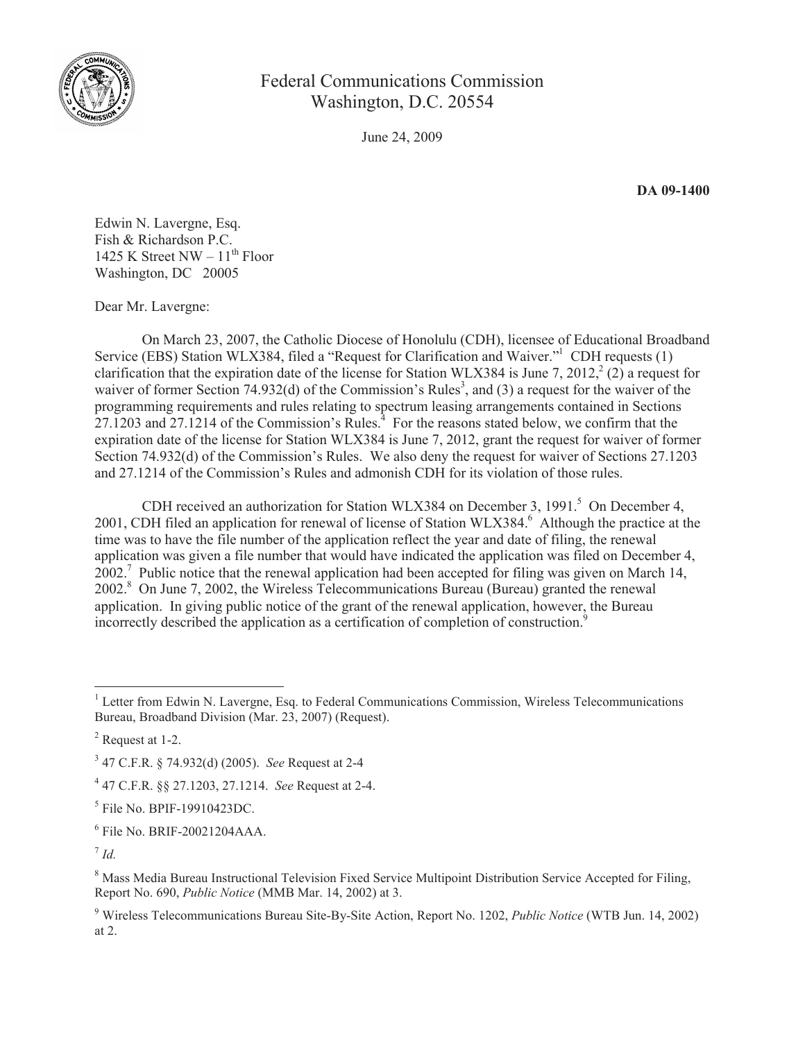Federal Communications Commission
Washington, D.C. 20554

June 24, 2009

**DA 09-1400**

Edwin N. Lavergne, Esq.
Fish & Richardson P.C.
1425 K Street NW – 11th Floor
Washington, DC 20005

Dear Mr. Lavergne:

On March 23, 2007, the Catholic Diocese of Honolulu (CDH), licensee of Educational Broadband Service (EBS) Station WLX384, filed a "Request for Clarification and Waiver."[1] CDH requests (1) clarification that the expiration date of the license for Station WLX384 is June 7, 2012,[2] (2) a request for waiver of former Section 74.932(d) of the Commission's Rules[3], and (3) a request for the waiver of the programming requirements and rules relating to spectrum leasing arrangements contained in Sections 27.1203 and 27.1214 of the Commission's Rules.[4] For the reasons stated below, we confirm that the expiration date of the license for Station WLX384 is June 7, 2012, grant the request for waiver of former Section 74.932(d) of the Commission's Rules. We also deny the request for waiver of Sections 27.1203 and 27.1214 of the Commission's Rules and admonish CDH for its violation of those rules.

CDH received an authorization for Station WLX384 on December 3, 1991.[5] On December 4, 2001, CDH filed an application for renewal of license of Station WLX384.[6] Although the practice at the time was to have the file number of the application reflect the year and date of filing, the renewal application was given a file number that would have indicated the application was filed on December 4, 2002.[7] Public notice that the renewal application had been accepted for filing was given on March 14, 2002.[8] On June 7, 2002, the Wireless Telecommunications Bureau (Bureau) granted the renewal application. In giving public notice of the grant of the renewal application, however, the Bureau incorrectly described the application as a certification of completion of construction.[9]

---

[1] Letter from Edwin N. Lavergne, Esq. to Federal Communications Commission, Wireless Telecommunications Bureau, Broadband Division (Mar. 23, 2007) (Request).

[2] Request at 1-2.

[3] 47 C.F.R. § 74.932(d) (2005). *See* Request at 2-4

[4] 47 C.F.R. §§ 27.1203, 27.1214. *See* Request at 2-4.

[5] File No. BPIF-19910423DC.

[6] File No. BRIF-20021204AAA.

[7] *Id.*

[8] Mass Media Bureau Instructional Television Fixed Service Multipoint Distribution Service Accepted for Filing, Report No. 690, *Public Notice* (MMB Mar. 14, 2002) at 3.

[9] Wireless Telecommunications Bureau Site-By-Site Action, Report No. 1202, *Public Notice* (WTB Jun. 14, 2002) at 2.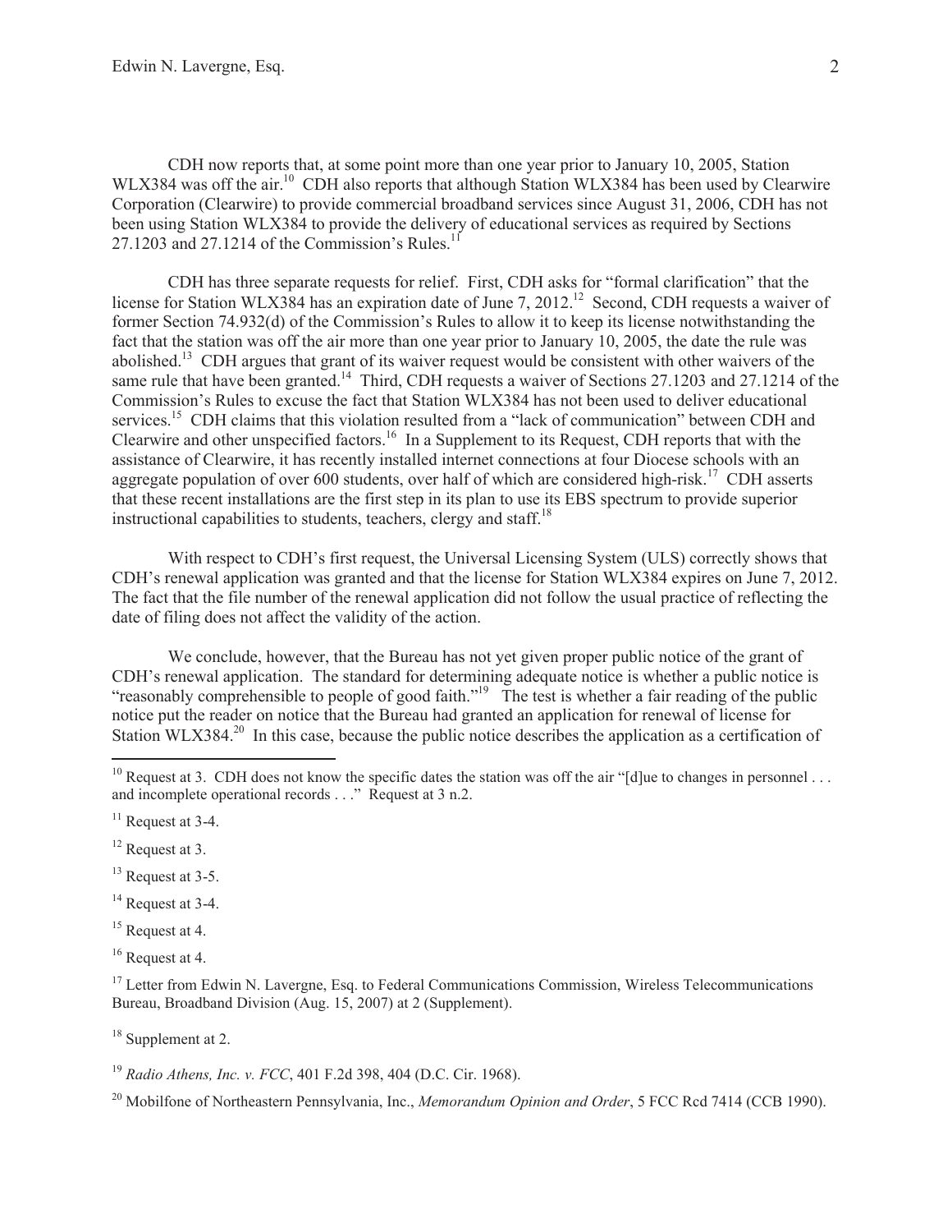CDH now reports that, at some point more than one year prior to January 10, 2005, Station WLX384 was off the air.[10] CDH also reports that although Station WLX384 has been used by Clearwire Corporation (Clearwire) to provide commercial broadband services since August 31, 2006, CDH has not been using Station WLX384 to provide the delivery of educational services as required by Sections 27.1203 and 27.1214 of the Commission's Rules.[11]

CDH has three separate requests for relief. First, CDH asks for "formal clarification" that the license for Station WLX384 has an expiration date of June 7, 2012.[12] Second, CDH requests a waiver of former Section 74.932(d) of the Commission's Rules to allow it to keep its license notwithstanding the fact that the station was off the air more than one year prior to January 10, 2005, the date the rule was abolished.[13] CDH argues that grant of its waiver request would be consistent with other waivers of the same rule that have been granted.[14] Third, CDH requests a waiver of Sections 27.1203 and 27.1214 of the Commission's Rules to excuse the fact that Station WLX384 has not been used to deliver educational services.[15] CDH claims that this violation resulted from a "lack of communication" between CDH and Clearwire and other unspecified factors.[16] In a Supplement to its Request, CDH reports that with the assistance of Clearwire, it has recently installed internet connections at four Diocese schools with an aggregate population of over 600 students, over half of which are considered high-risk.[17] CDH asserts that these recent installations are the first step in its plan to use its EBS spectrum to provide superior instructional capabilities to students, teachers, clergy and staff.[18]

With respect to CDH's first request, the Universal Licensing System (ULS) correctly shows that CDH's renewal application was granted and that the license for Station WLX384 expires on June 7, 2012. The fact that the file number of the renewal application did not follow the usual practice of reflecting the date of filing does not affect the validity of the action.

We conclude, however, that the Bureau has not yet given proper public notice of the grant of CDH's renewal application. The standard for determining adequate notice is whether a public notice is "reasonably comprehensible to people of good faith."[19] The test is whether a fair reading of the public notice put the reader on notice that the Bureau had granted an application for renewal of license for Station WLX384.[20] In this case, because the public notice describes the application as a certification of

---

[10] Request at 3. CDH does not know the specific dates the station was off the air "[d]ue to changes in personnel . . . and incomplete operational records . . ." Request at 3 n.2.

[11] Request at 3-4.

[12] Request at 3.

[13] Request at 3-5.

[14] Request at 3-4.

[15] Request at 4.

[16] Request at 4.

[17] Letter from Edwin N. Lavergne, Esq. to Federal Communications Commission, Wireless Telecommunications Bureau, Broadband Division (Aug. 15, 2007) at 2 (Supplement).

[18] Supplement at 2.

[19] *Radio Athens, Inc. v. FCC*, 401 F.2d 398, 404 (D.C. Cir. 1968).

[20] Mobilfone of Northeastern Pennsylvania, Inc., *Memorandum Opinion and Order*, 5 FCC Rcd 7414 (CCB 1990).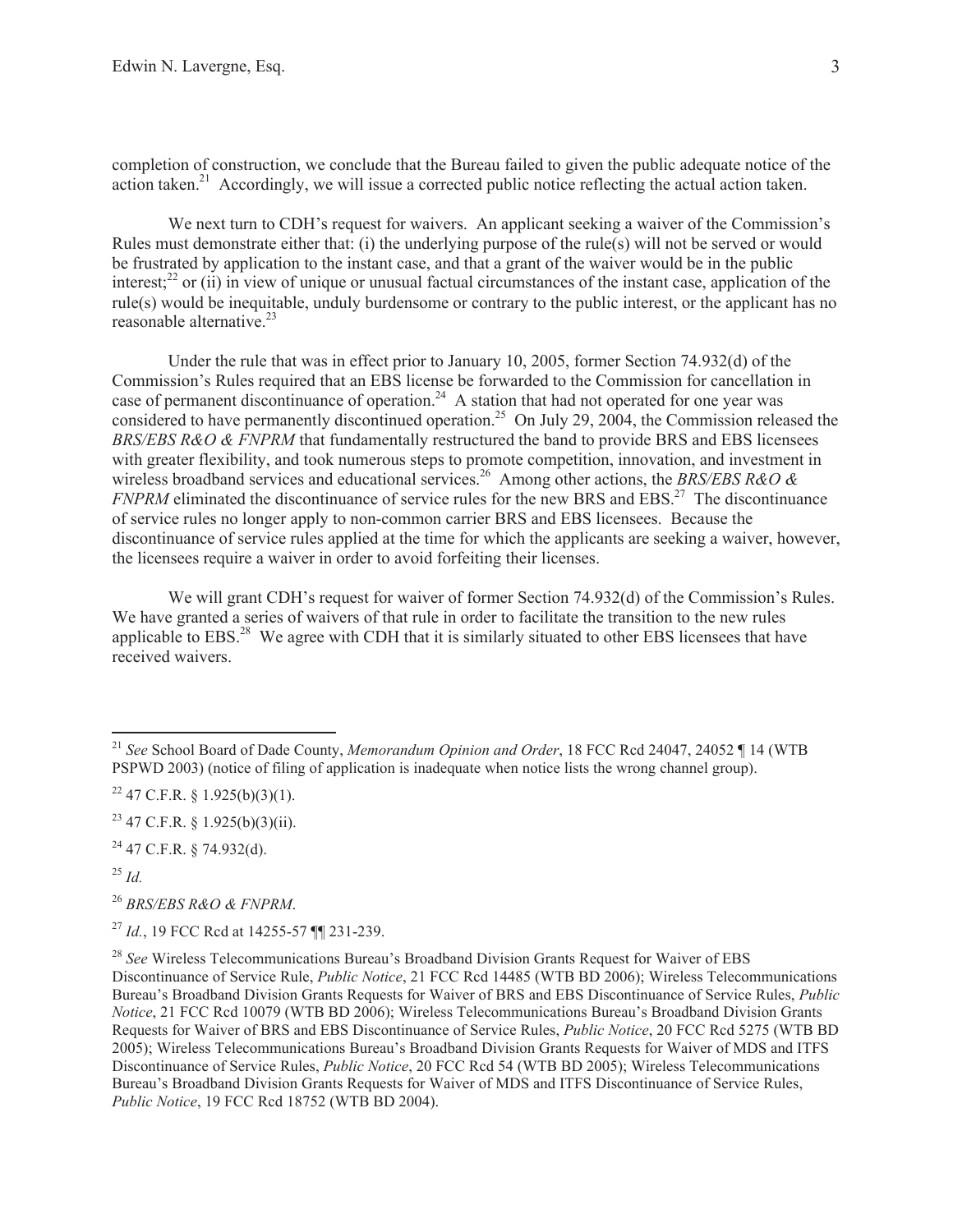completion of construction, we conclude that the Bureau failed to given the public adequate notice of the action taken.[21] Accordingly, we will issue a corrected public notice reflecting the actual action taken.

We next turn to CDH's request for waivers. An applicant seeking a waiver of the Commission's Rules must demonstrate either that: (i) the underlying purpose of the rule(s) will not be served or would be frustrated by application to the instant case, and that a grant of the waiver would be in the public interest;[22] or (ii) in view of unique or unusual factual circumstances of the instant case, application of the rule(s) would be inequitable, unduly burdensome or contrary to the public interest, or the applicant has no reasonable alternative.[23]

Under the rule that was in effect prior to January 10, 2005, former Section 74.932(d) of the Commission's Rules required that an EBS license be forwarded to the Commission for cancellation in case of permanent discontinuance of operation.[24] A station that had not operated for one year was considered to have permanently discontinued operation.[25] On July 29, 2004, the Commission released the *BRS/EBS R&O & FNPRM* that fundamentally restructured the band to provide BRS and EBS licensees with greater flexibility, and took numerous steps to promote competition, innovation, and investment in wireless broadband services and educational services.[26] Among other actions, the *BRS/EBS R&O & FNPRM* eliminated the discontinuance of service rules for the new BRS and EBS.[27] The discontinuance of service rules no longer apply to non-common carrier BRS and EBS licensees. Because the discontinuance of service rules applied at the time for which the applicants are seeking a waiver, however, the licensees require a waiver in order to avoid forfeiting their licenses.

We will grant CDH's request for waiver of former Section 74.932(d) of the Commission's Rules. We have granted a series of waivers of that rule in order to facilitate the transition to the new rules applicable to EBS.[28] We agree with CDH that it is similarly situated to other EBS licensees that have received waivers.

---

[21] *See* School Board of Dade County, *Memorandum Opinion and Order*, 18 FCC Rcd 24047, 24052 ¶ 14 (WTB PSPWD 2003) (notice of filing of application is inadequate when notice lists the wrong channel group).

[22] 47 C.F.R. § 1.925(b)(3)(1).

[23] 47 C.F.R. § 1.925(b)(3)(ii).

[24] 47 C.F.R. § 74.932(d).

[25] *Id.*

[26] *BRS/EBS R&O & FNPRM*.

[27] *Id.*, 19 FCC Rcd at 14255-57 ¶¶ 231-239.

[28] *See* Wireless Telecommunications Bureau's Broadband Division Grants Request for Waiver of EBS Discontinuance of Service Rule, *Public Notice*, 21 FCC Rcd 14485 (WTB BD 2006); Wireless Telecommunications Bureau's Broadband Division Grants Requests for Waiver of BRS and EBS Discontinuance of Service Rules, *Public Notice*, 21 FCC Rcd 10079 (WTB BD 2006); Wireless Telecommunications Bureau's Broadband Division Grants Requests for Waiver of BRS and EBS Discontinuance of Service Rules, *Public Notice*, 20 FCC Rcd 5275 (WTB BD 2005); Wireless Telecommunications Bureau's Broadband Division Grants Requests for Waiver of MDS and ITFS Discontinuance of Service Rules, *Public Notice*, 20 FCC Rcd 54 (WTB BD 2005); Wireless Telecommunications Bureau's Broadband Division Grants Requests for Waiver of MDS and ITFS Discontinuance of Service Rules, *Public Notice*, 19 FCC Rcd 18752 (WTB BD 2004).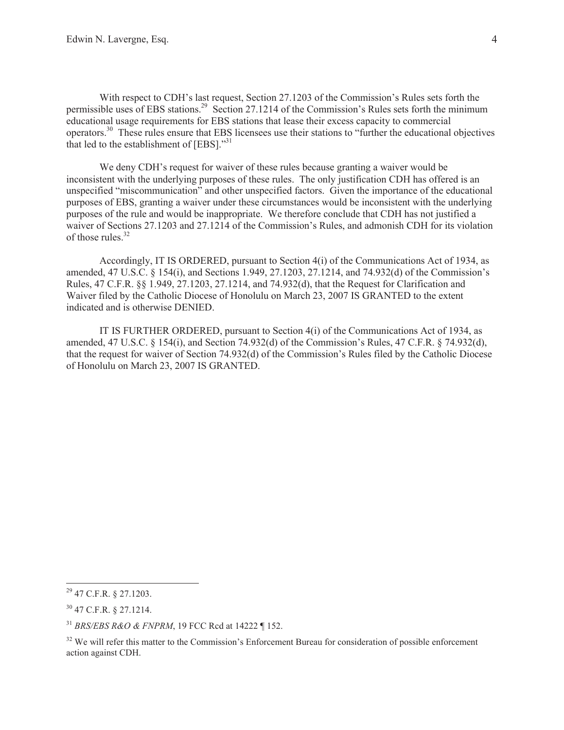With respect to CDH's last request, Section 27.1203 of the Commission's Rules sets forth the permissible uses of EBS stations.[29] Section 27.1214 of the Commission's Rules sets forth the minimum educational usage requirements for EBS stations that lease their excess capacity to commercial operators.[30] These rules ensure that EBS licensees use their stations to "further the educational objectives that led to the establishment of [EBS]."[31]

We deny CDH's request for waiver of these rules because granting a waiver would be inconsistent with the underlying purposes of these rules. The only justification CDH has offered is an unspecified "miscommunication" and other unspecified factors. Given the importance of the educational purposes of EBS, granting a waiver under these circumstances would be inconsistent with the underlying purposes of the rule and would be inappropriate. We therefore conclude that CDH has not justified a waiver of Sections 27.1203 and 27.1214 of the Commission's Rules, and admonish CDH for its violation of those rules.[32]

Accordingly, IT IS ORDERED, pursuant to Section 4(i) of the Communications Act of 1934, as amended, 47 U.S.C. § 154(i), and Sections 1.949, 27.1203, 27.1214, and 74.932(d) of the Commission's Rules, 47 C.F.R. §§ 1.949, 27.1203, 27.1214, and 74.932(d), that the Request for Clarification and Waiver filed by the Catholic Diocese of Honolulu on March 23, 2007 IS GRANTED to the extent indicated and is otherwise DENIED.

IT IS FURTHER ORDERED, pursuant to Section 4(i) of the Communications Act of 1934, as amended, 47 U.S.C. § 154(i), and Section 74.932(d) of the Commission's Rules, 47 C.F.R. § 74.932(d), that the request for waiver of Section 74.932(d) of the Commission's Rules filed by the Catholic Diocese of Honolulu on March 23, 2007 IS GRANTED.

---

[29] 47 C.F.R. § 27.1203.

[30] 47 C.F.R. § 27.1214.

[31] *BRS/EBS R&O & FNPRM*, 19 FCC Rcd at 14222 ¶ 152.

[32] We will refer this matter to the Commission's Enforcement Bureau for consideration of possible enforcement action against CDH.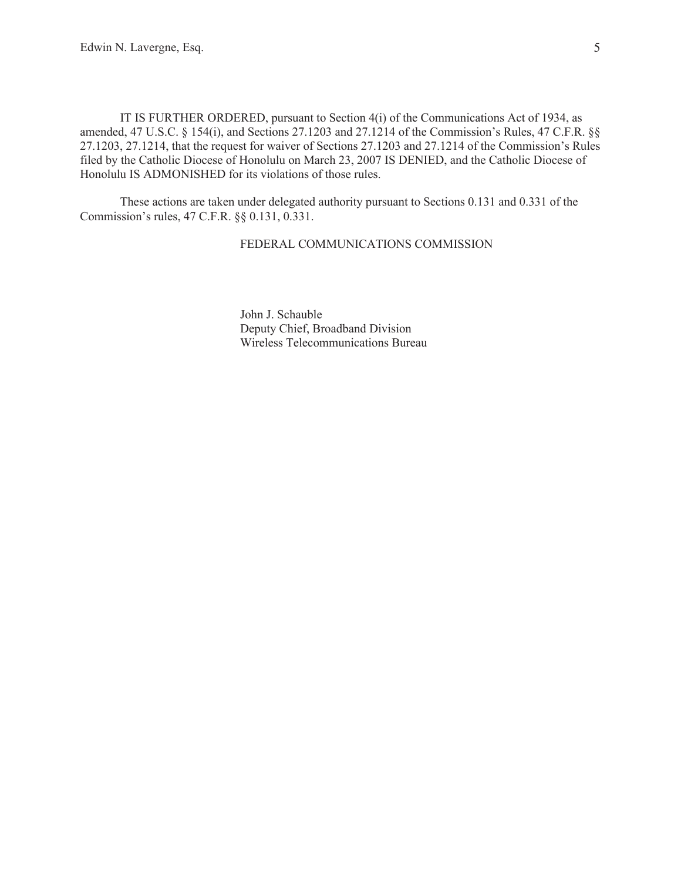IT IS FURTHER ORDERED, pursuant to Section 4(i) of the Communications Act of 1934, as amended, 47 U.S.C. § 154(i), and Sections 27.1203 and 27.1214 of the Commission's Rules, 47 C.F.R. §§ 27.1203, 27.1214, that the request for waiver of Sections 27.1203 and 27.1214 of the Commission's Rules filed by the Catholic Diocese of Honolulu on March 23, 2007 IS DENIED, and the Catholic Diocese of Honolulu IS ADMONISHED for its violations of those rules.

These actions are taken under delegated authority pursuant to Sections 0.131 and 0.331 of the Commission's rules, 47 C.F.R. §§ 0.131, 0.331.

FEDERAL COMMUNICATIONS COMMISSION

John J. Schauble
Deputy Chief, Broadband Division
Wireless Telecommunications Bureau